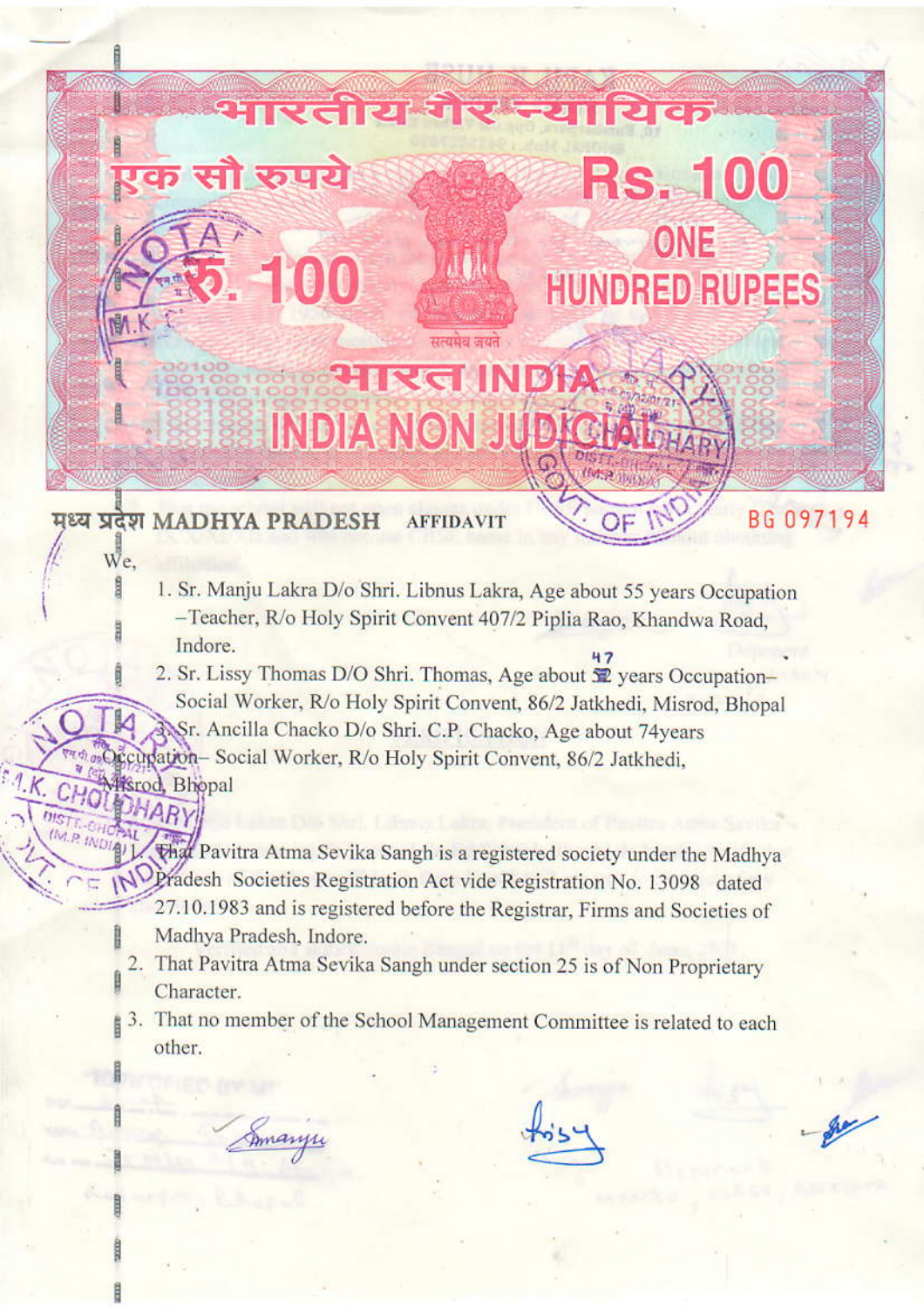भारतीय गैर न्यायिक

एक सौ रुपये

Rs. 100

रु. 100

ONE HUNDRED RUPEES

सत्यमेव जयते

भारत INDIA

INDIA NON JUDICIAL

मध्य प्रदेश MADHYA PRADESH **AFFIDAVIT** BG 097194

We,

1. Sr. Manju Lakra D/o Shri. Libnus Lakra, Age about 55 years Occupation –Teacher, R/o Holy Spirit Convent 407/2 Piplia Rao, Khandwa Road, Indore.
2. Sr. Lissy Thomas D/O Shri. Thomas, Age about 47 years Occupation– Social Worker, R/o Holy Spirit Convent, 86/2 Jatkhedi, Misrod, Bhopal
3. Sr. Ancilla Chacko D/o Shri. C.P. Chacko, Age about 74years Occupation– Social Worker, R/o Holy Spirit Convent, 86/2 Jatkhedi, Misrod, Bhopal

1. That Pavitra Atma Sevika Sangh is a registered society under the Madhya Pradesh Societies Registration Act vide Registration No. 13098 dated 27.10.1983 and is registered before the Registrar, Firms and Societies of Madhya Pradesh, Indore.
2. That Pavitra Atma Sevika Sangh under section 25 is of Non Proprietary Character.
3. That no member of the School Management Committee is related to each other.

Smanju Lissy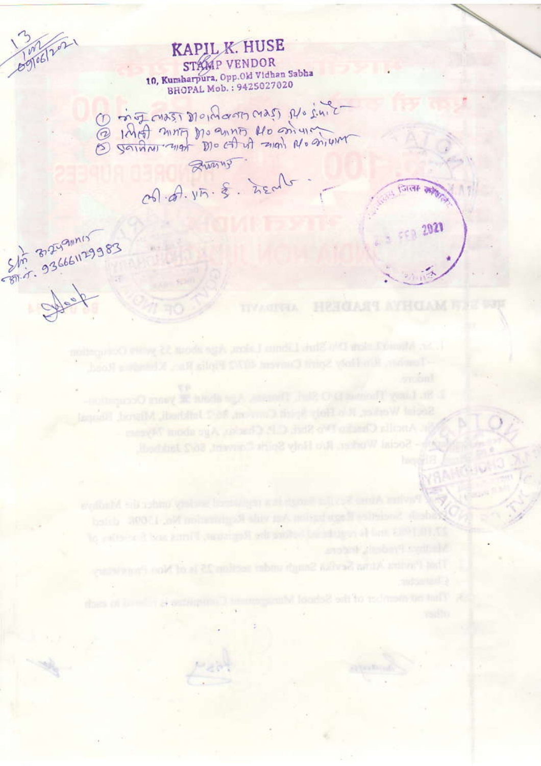13
1002
09/06/2021

**KAPIL K. HUSE**
STAMP VENDOR
10, Kumharpura, Opp. Old Vidhan Sabha
BHOPAL Mob.: 9425027020

① मंजू लकड़ा आ० मोलिकन लकड़ा नि० इंदौर
② लिसी थामस पु० थामस नि० भोपाल
③ एनसिला चाको पु० सी पी चाको नि० भोपाल

शपथ

सी.सी. पत्र. ई. टेलर

श्री अनुपम
मो. 9366611299 83

जिला कोषालय

23 FEB 2021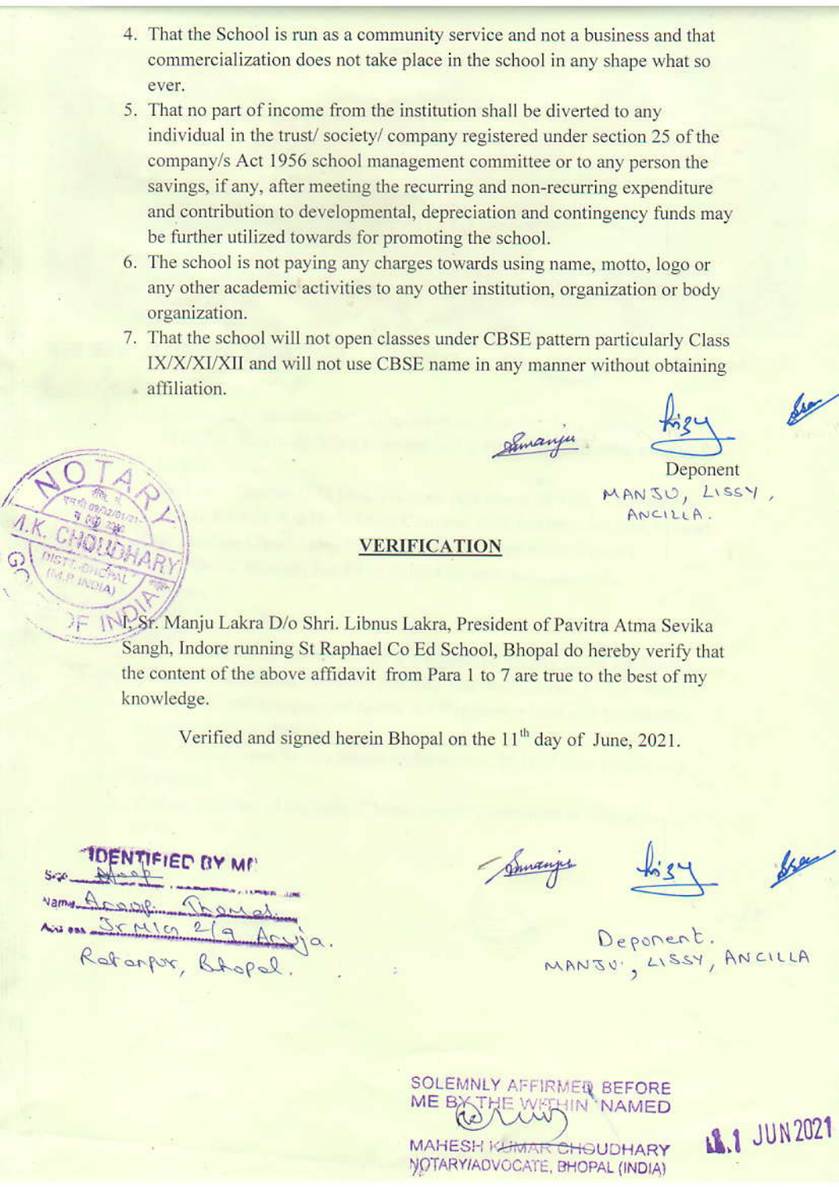4. That the School is run as a community service and not a business and that commercialization does not take place in the school in any shape what so ever.
5. That no part of income from the institution shall be diverted to any individual in the trust/ society/ company registered under section 25 of the company/s Act 1956 school management committee or to any person the savings, if any, after meeting the recurring and non-recurring expenditure and contribution to developmental, depreciation and contingency funds may be further utilized towards for promoting the school.
6. The school is not paying any charges towards using name, motto, logo or any other academic activities to any other institution, organization or body organization.
7. That the school will not open classes under CBSE pattern particularly Class IX/X/XI/XII and will not use CBSE name in any manner without obtaining affiliation.

Deponent

MANJU, LISSY, ANCILLA.

NOTARY A.K. CHOUDHARY DISTT. BHOPAL (M.P. INDIA) OF INDIA

## VERIFICATION

I, Sr. Manju Lakra D/o Shri. Libnus Lakra, President of Pavitra Atma Sevika Sangh, Indore running St Raphael Co Ed School, Bhopal do hereby verify that the content of the above affidavit from Para 1 to 7 are true to the best of my knowledge.

Verified and signed herein Bhopal on the 11th day of June, 2021.

IDENTIFIED BY ME

Sign.

Name Anoop Thomas

Address Sr. MIG 2/9 Arvija. Ratanpur, Bhopal.

Deponent.

MANJU, LISSY, ANCILLA

SOLEMNLY AFFIRMED BEFORE ME BY THE WITHIN NAMED

MAHESH KUMAR CHOUDHARY NOTARY/ADVOCATE, BHOPAL (INDIA)

11 JUN 2021